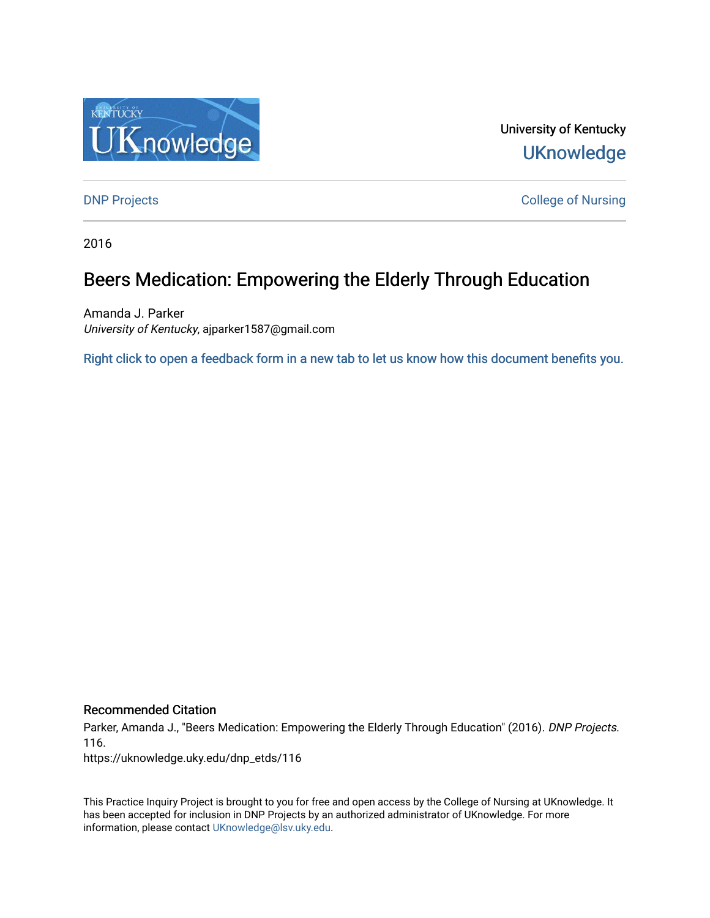University of Kentucky

UKnowledge

DNP Projects

College of Nursing

2016

# Beers Medication: Empowering the Elderly Through Education

Amanda J. Parker
*University of Kentucky*, ajparker1587@gmail.com

Right click to open a feedback form in a new tab to let us know how this document benefits you.

## Recommended Citation

Parker, Amanda J., "Beers Medication: Empowering the Elderly Through Education" (2016). *DNP Projects*. 116.
https://uknowledge.uky.edu/dnp_etds/116

This Practice Inquiry Project is brought to you for free and open access by the College of Nursing at UKnowledge. It has been accepted for inclusion in DNP Projects by an authorized administrator of UKnowledge. For more information, please contact UKnowledge@lsv.uky.edu.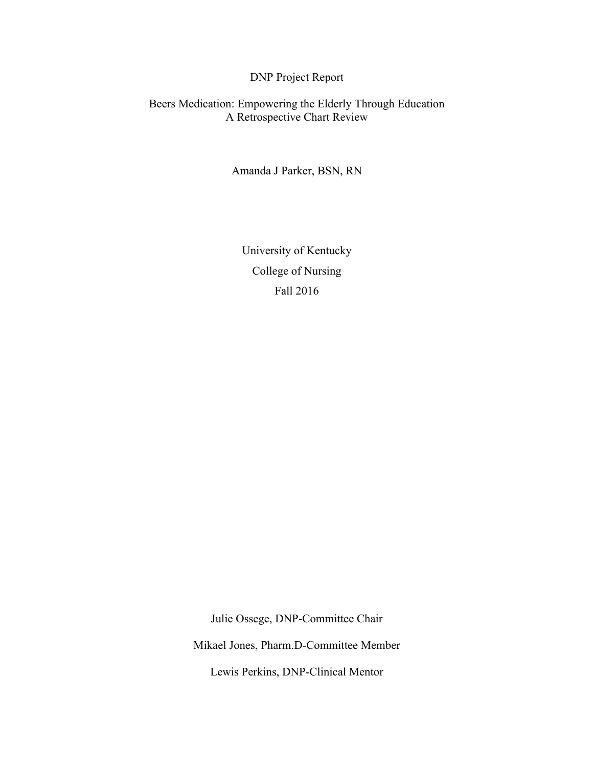DNP Project Report

Beers Medication: Empowering the Elderly Through Education
A Retrospective Chart Review

Amanda J Parker, BSN, RN

University of Kentucky

College of Nursing

Fall 2016

Julie Ossege, DNP-Committee Chair

Mikael Jones, Pharm.D-Committee Member

Lewis Perkins, DNP-Clinical Mentor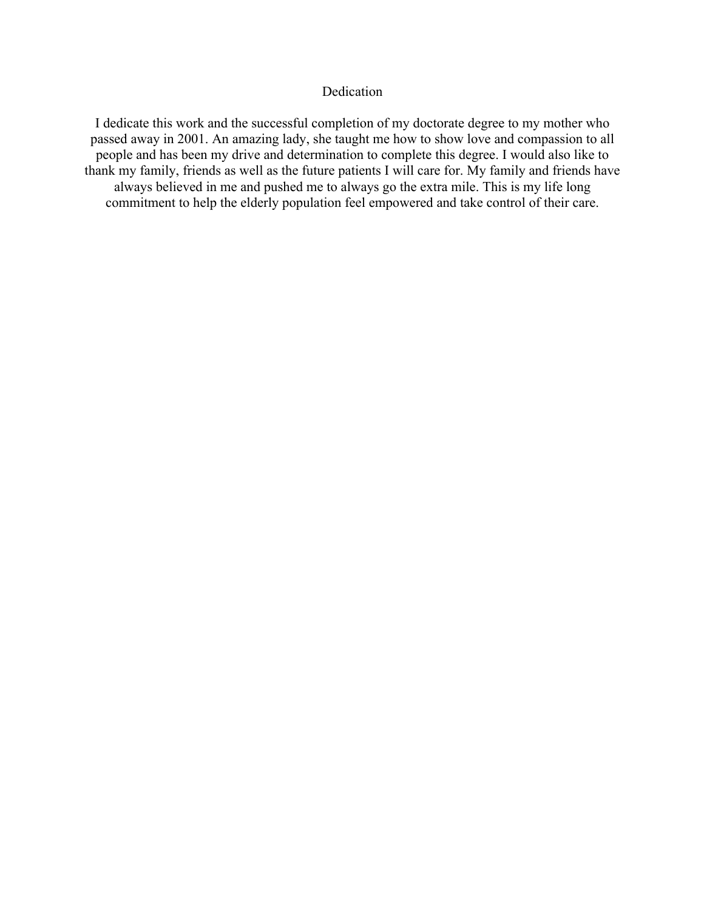# Dedication

I dedicate this work and the successful completion of my doctorate degree to my mother who passed away in 2001. An amazing lady, she taught me how to show love and compassion to all people and has been my drive and determination to complete this degree. I would also like to thank my family, friends as well as the future patients I will care for. My family and friends have always believed in me and pushed me to always go the extra mile. This is my life long commitment to help the elderly population feel empowered and take control of their care.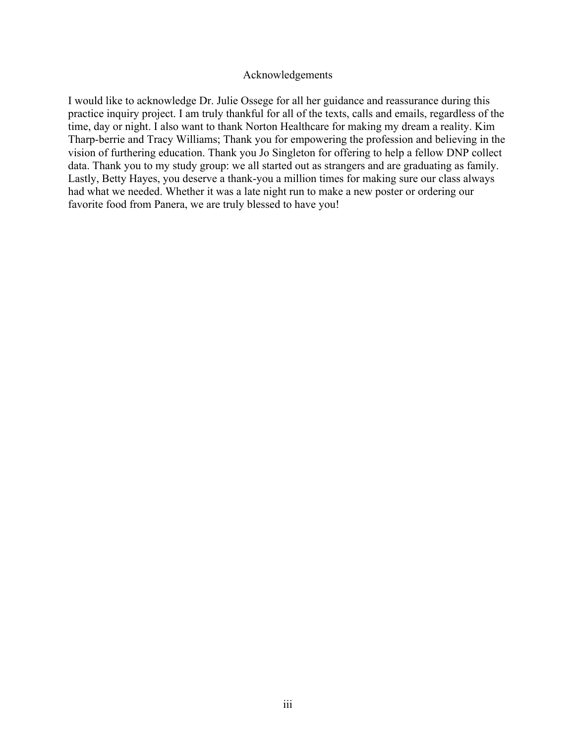# Acknowledgements

I would like to acknowledge Dr. Julie Ossege for all her guidance and reassurance during this practice inquiry project. I am truly thankful for all of the texts, calls and emails, regardless of the time, day or night. I also want to thank Norton Healthcare for making my dream a reality. Kim Tharp-berrie and Tracy Williams; Thank you for empowering the profession and believing in the vision of furthering education. Thank you Jo Singleton for offering to help a fellow DNP collect data. Thank you to my study group: we all started out as strangers and are graduating as family. Lastly, Betty Hayes, you deserve a thank-you a million times for making sure our class always had what we needed. Whether it was a late night run to make a new poster or ordering our favorite food from Panera, we are truly blessed to have you!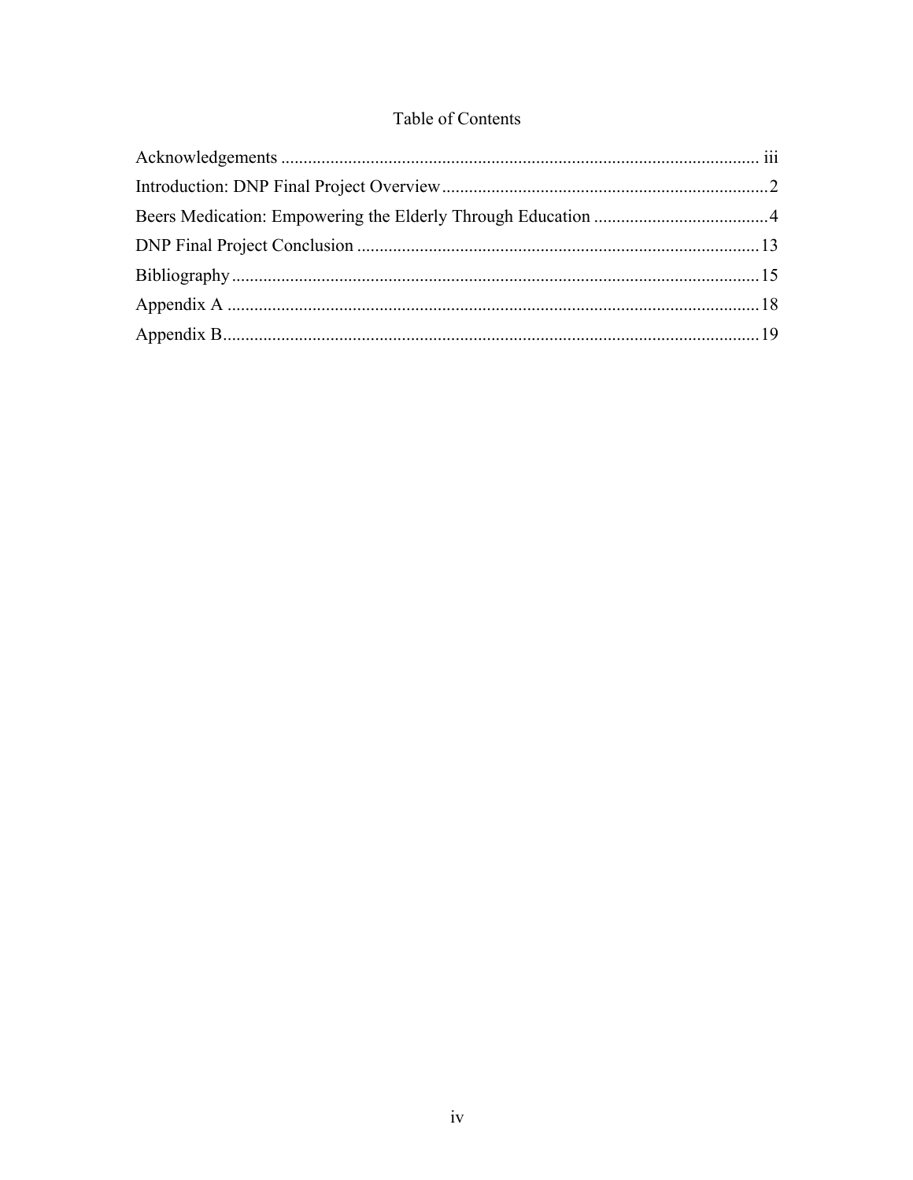# Table of Contents

Acknowledgements ........................................................................................................ iii

Introduction: DNP Final Project Overview ........................................................................2

Beers Medication: Empowering the Elderly Through Education .......................................4

DNP Final Project Conclusion .........................................................................................13

Bibliography ....................................................................................................................15

Appendix A .....................................................................................................................18

Appendix B ......................................................................................................................19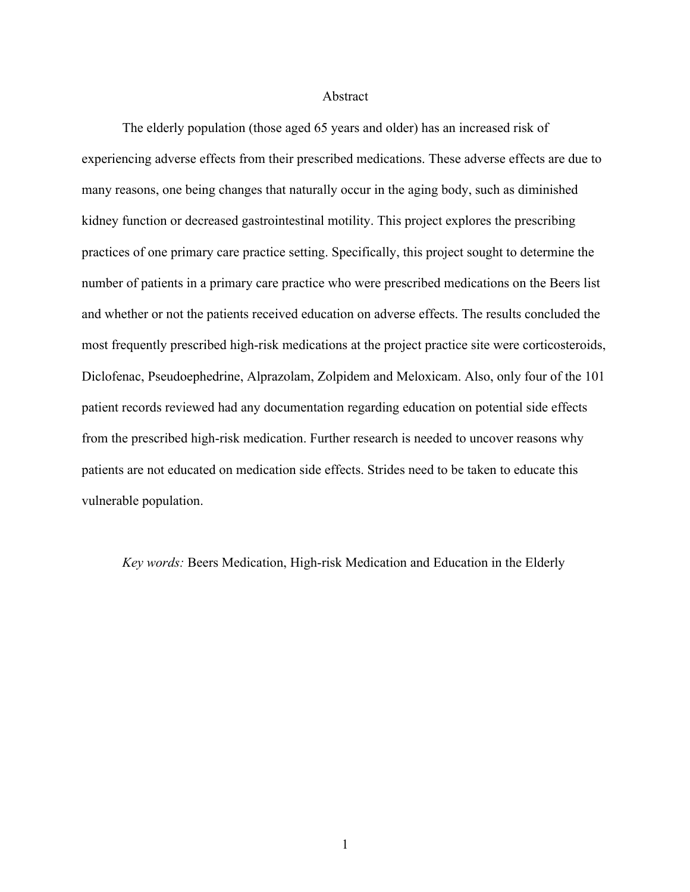# Abstract

The elderly population (those aged 65 years and older) has an increased risk of experiencing adverse effects from their prescribed medications. These adverse effects are due to many reasons, one being changes that naturally occur in the aging body, such as diminished kidney function or decreased gastrointestinal motility. This project explores the prescribing practices of one primary care practice setting. Specifically, this project sought to determine the number of patients in a primary care practice who were prescribed medications on the Beers list and whether or not the patients received education on adverse effects. The results concluded the most frequently prescribed high-risk medications at the project practice site were corticosteroids, Diclofenac, Pseudoephedrine, Alprazolam, Zolpidem and Meloxicam. Also, only four of the 101 patient records reviewed had any documentation regarding education on potential side effects from the prescribed high-risk medication. Further research is needed to uncover reasons why patients are not educated on medication side effects. Strides need to be taken to educate this vulnerable population.

*Key words:* Beers Medication, High-risk Medication and Education in the Elderly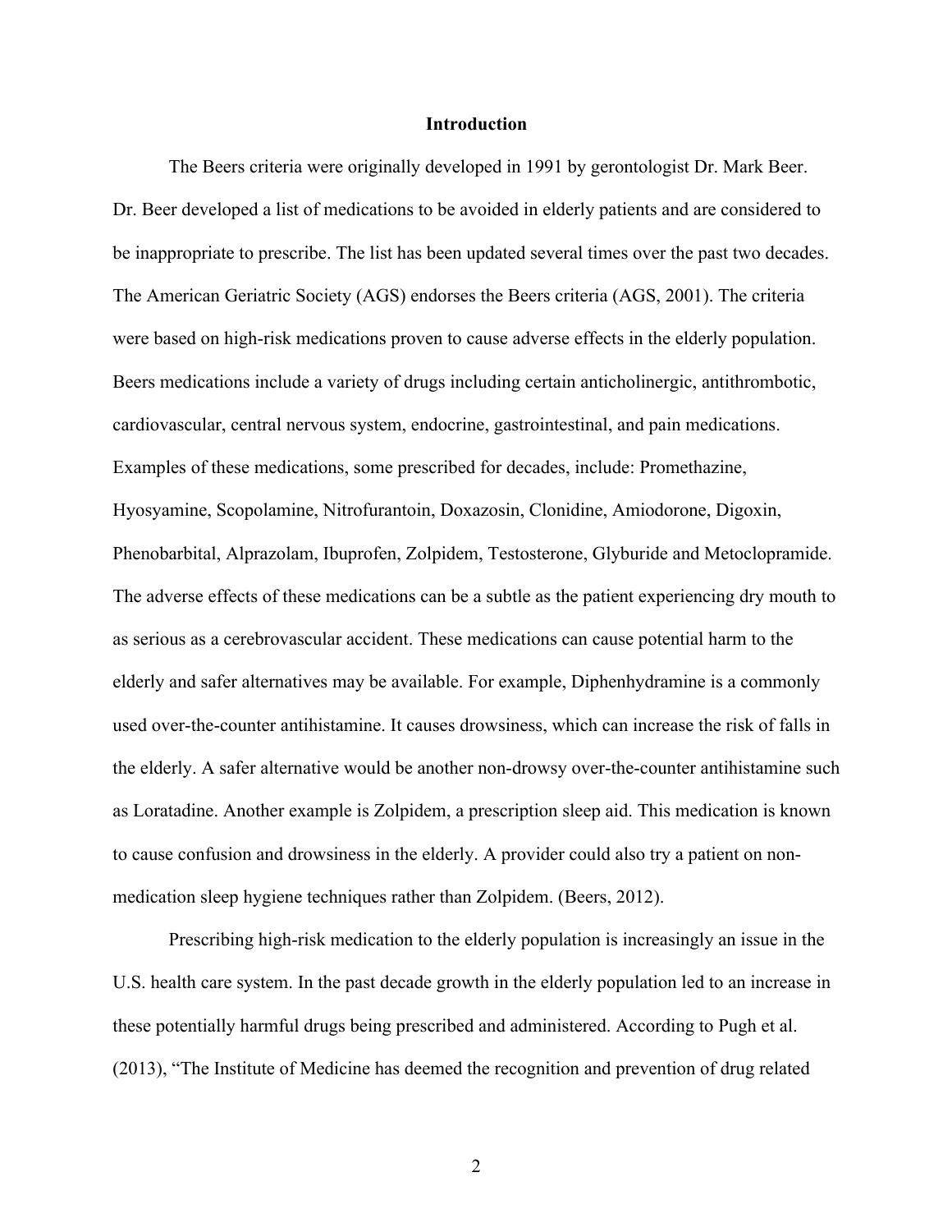## Introduction

The Beers criteria were originally developed in 1991 by gerontologist Dr. Mark Beer. Dr. Beer developed a list of medications to be avoided in elderly patients and are considered to be inappropriate to prescribe. The list has been updated several times over the past two decades. The American Geriatric Society (AGS) endorses the Beers criteria (AGS, 2001). The criteria were based on high-risk medications proven to cause adverse effects in the elderly population. Beers medications include a variety of drugs including certain anticholinergic, antithrombotic, cardiovascular, central nervous system, endocrine, gastrointestinal, and pain medications. Examples of these medications, some prescribed for decades, include: Promethazine, Hyosyamine, Scopolamine, Nitrofurantoin, Doxazosin, Clonidine, Amiodorone, Digoxin, Phenobarbital, Alprazolam, Ibuprofen, Zolpidem, Testosterone, Glyburide and Metoclopramide. The adverse effects of these medications can be a subtle as the patient experiencing dry mouth to as serious as a cerebrovascular accident. These medications can cause potential harm to the elderly and safer alternatives may be available. For example, Diphenhydramine is a commonly used over-the-counter antihistamine. It causes drowsiness, which can increase the risk of falls in the elderly. A safer alternative would be another non-drowsy over-the-counter antihistamine such as Loratadine. Another example is Zolpidem, a prescription sleep aid. This medication is known to cause confusion and drowsiness in the elderly. A provider could also try a patient on non-medication sleep hygiene techniques rather than Zolpidem. (Beers, 2012).

Prescribing high-risk medication to the elderly population is increasingly an issue in the U.S. health care system. In the past decade growth in the elderly population led to an increase in these potentially harmful drugs being prescribed and administered. According to Pugh et al. (2013), "The Institute of Medicine has deemed the recognition and prevention of drug related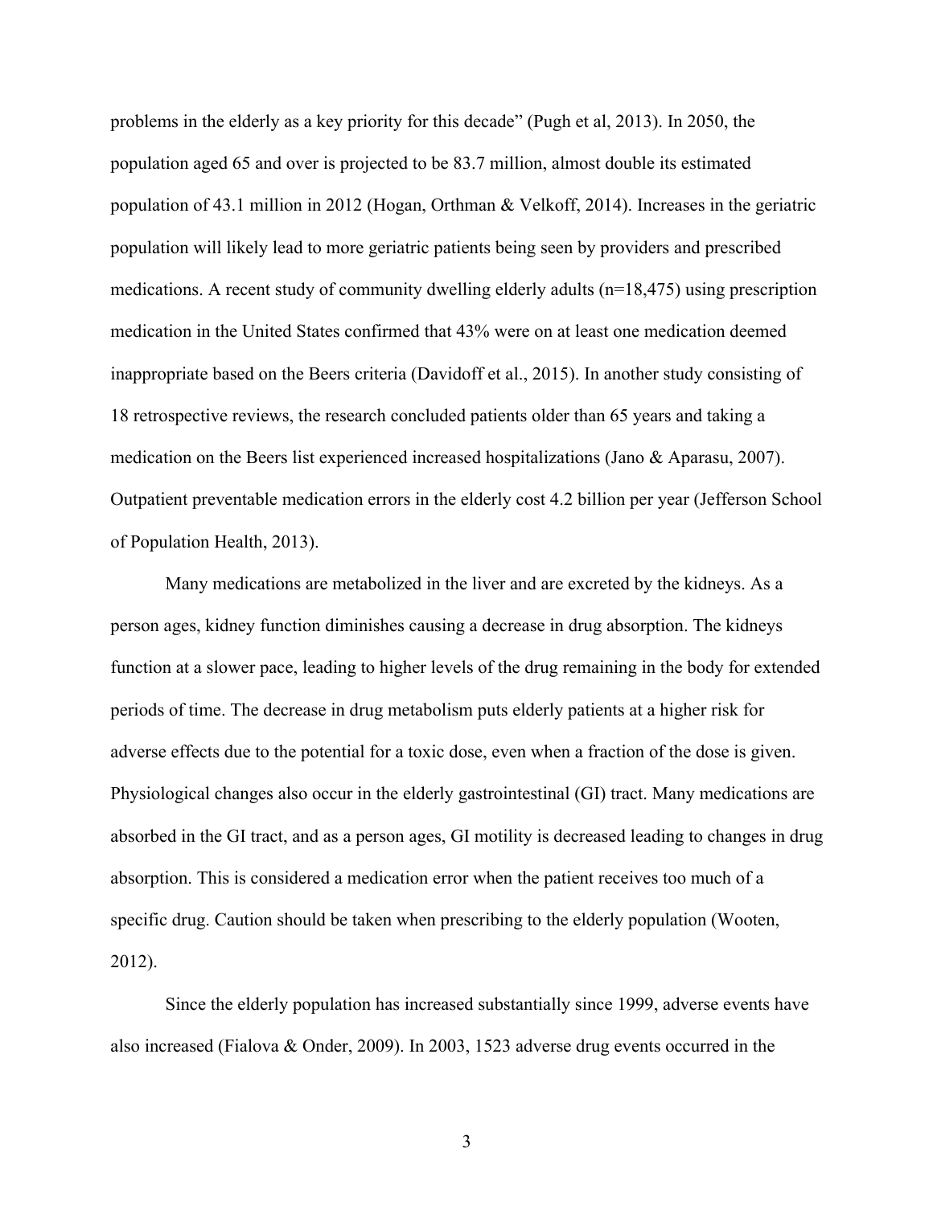problems in the elderly as a key priority for this decade" (Pugh et al, 2013). In 2050, the population aged 65 and over is projected to be 83.7 million, almost double its estimated population of 43.1 million in 2012 (Hogan, Orthman & Velkoff, 2014). Increases in the geriatric population will likely lead to more geriatric patients being seen by providers and prescribed medications. A recent study of community dwelling elderly adults (n=18,475) using prescription medication in the United States confirmed that 43% were on at least one medication deemed inappropriate based on the Beers criteria (Davidoff et al., 2015). In another study consisting of 18 retrospective reviews, the research concluded patients older than 65 years and taking a medication on the Beers list experienced increased hospitalizations (Jano & Aparasu, 2007). Outpatient preventable medication errors in the elderly cost 4.2 billion per year (Jefferson School of Population Health, 2013).

Many medications are metabolized in the liver and are excreted by the kidneys. As a person ages, kidney function diminishes causing a decrease in drug absorption. The kidneys function at a slower pace, leading to higher levels of the drug remaining in the body for extended periods of time. The decrease in drug metabolism puts elderly patients at a higher risk for adverse effects due to the potential for a toxic dose, even when a fraction of the dose is given. Physiological changes also occur in the elderly gastrointestinal (GI) tract. Many medications are absorbed in the GI tract, and as a person ages, GI motility is decreased leading to changes in drug absorption. This is considered a medication error when the patient receives too much of a specific drug. Caution should be taken when prescribing to the elderly population (Wooten, 2012).

Since the elderly population has increased substantially since 1999, adverse events have also increased (Fialova & Onder, 2009). In 2003, 1523 adverse drug events occurred in the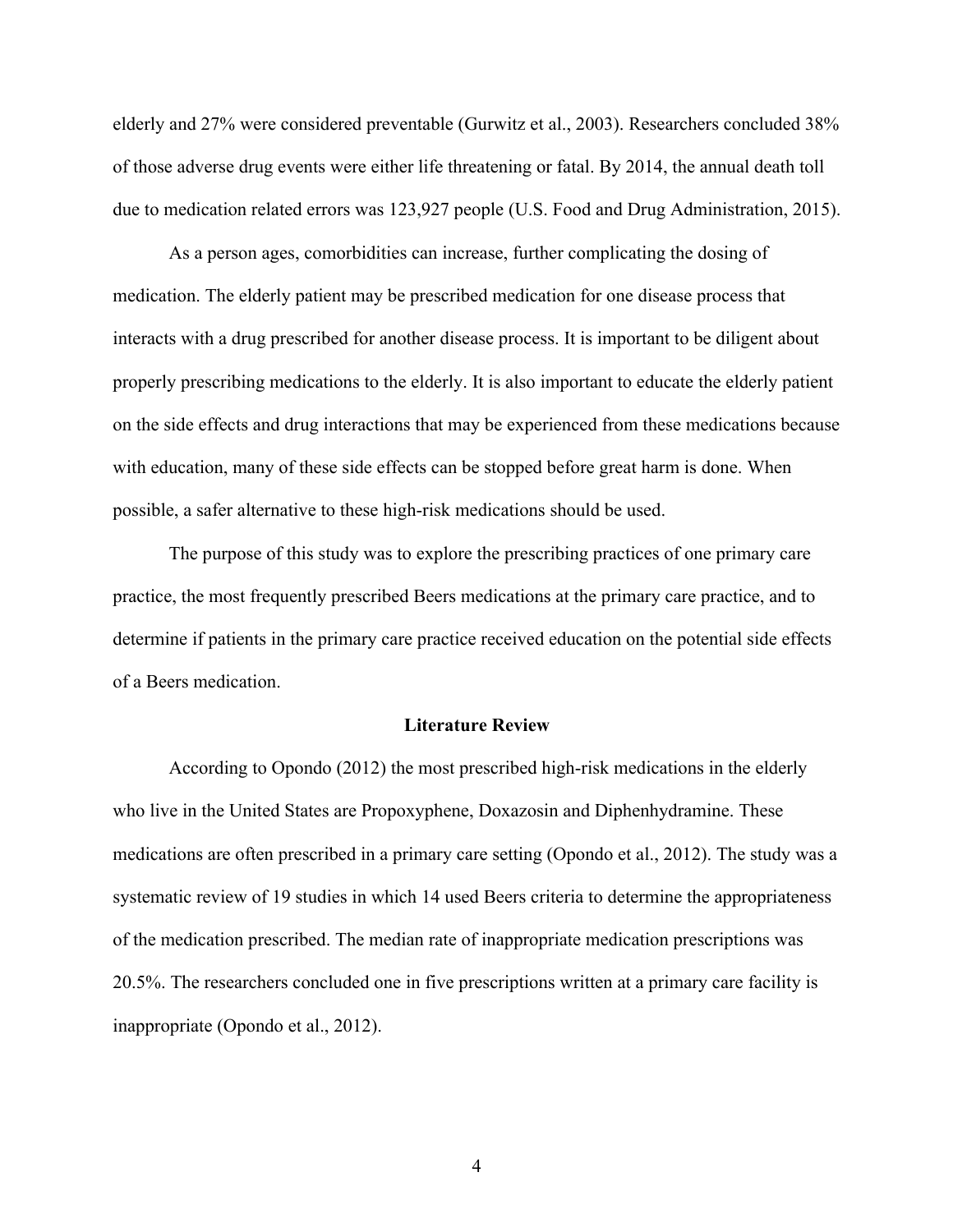elderly and 27% were considered preventable (Gurwitz et al., 2003). Researchers concluded 38% of those adverse drug events were either life threatening or fatal. By 2014, the annual death toll due to medication related errors was 123,927 people (U.S. Food and Drug Administration, 2015).

As a person ages, comorbidities can increase, further complicating the dosing of medication. The elderly patient may be prescribed medication for one disease process that interacts with a drug prescribed for another disease process. It is important to be diligent about properly prescribing medications to the elderly. It is also important to educate the elderly patient on the side effects and drug interactions that may be experienced from these medications because with education, many of these side effects can be stopped before great harm is done. When possible, a safer alternative to these high-risk medications should be used.

The purpose of this study was to explore the prescribing practices of one primary care practice, the most frequently prescribed Beers medications at the primary care practice, and to determine if patients in the primary care practice received education on the potential side effects of a Beers medication.

## Literature Review

According to Opondo (2012) the most prescribed high-risk medications in the elderly who live in the United States are Propoxyphene, Doxazosin and Diphenhydramine. These medications are often prescribed in a primary care setting (Opondo et al., 2012). The study was a systematic review of 19 studies in which 14 used Beers criteria to determine the appropriateness of the medication prescribed. The median rate of inappropriate medication prescriptions was 20.5%. The researchers concluded one in five prescriptions written at a primary care facility is inappropriate (Opondo et al., 2012).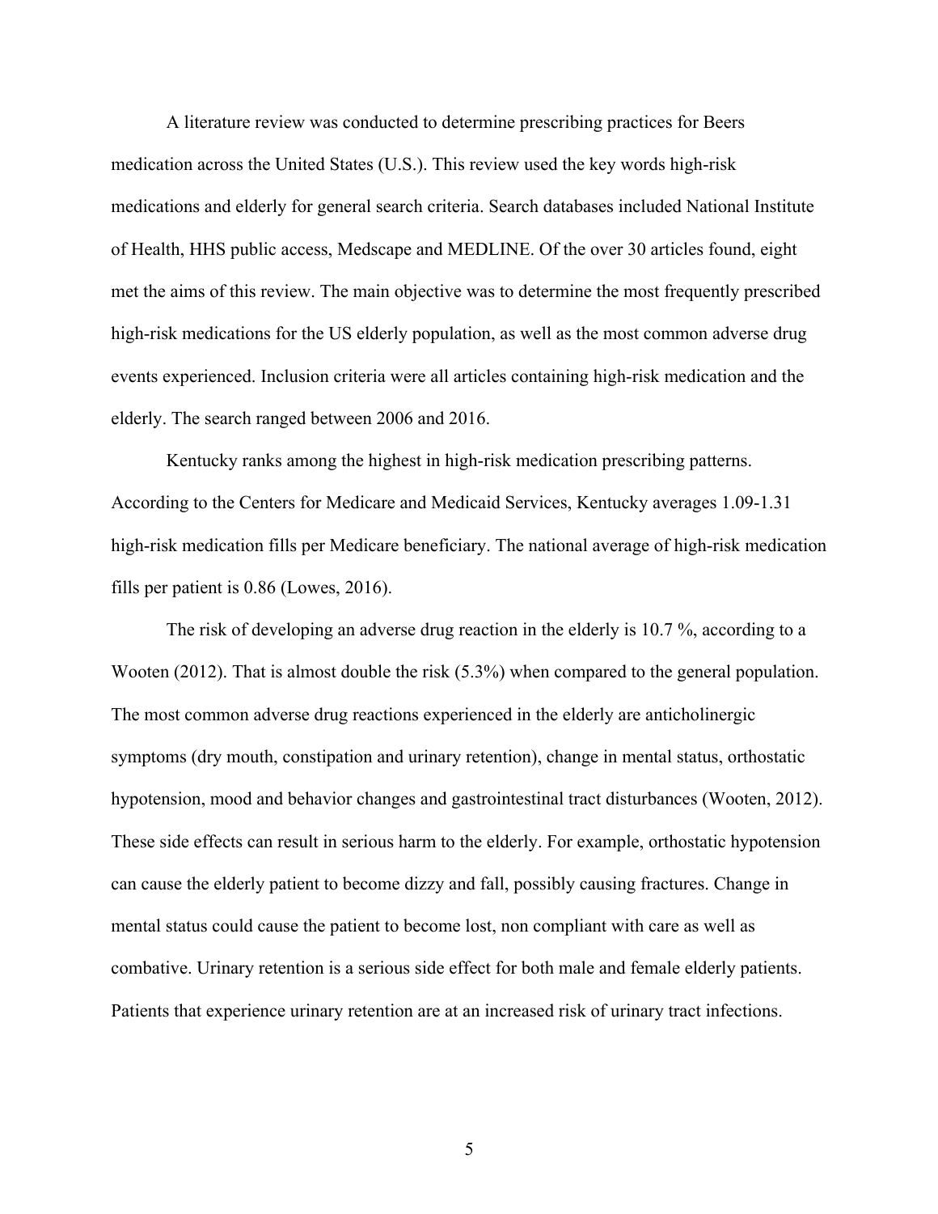A literature review was conducted to determine prescribing practices for Beers medication across the United States (U.S.). This review used the key words high-risk medications and elderly for general search criteria. Search databases included National Institute of Health, HHS public access, Medscape and MEDLINE. Of the over 30 articles found, eight met the aims of this review. The main objective was to determine the most frequently prescribed high-risk medications for the US elderly population, as well as the most common adverse drug events experienced. Inclusion criteria were all articles containing high-risk medication and the elderly. The search ranged between 2006 and 2016.

Kentucky ranks among the highest in high-risk medication prescribing patterns. According to the Centers for Medicare and Medicaid Services, Kentucky averages 1.09-1.31 high-risk medication fills per Medicare beneficiary. The national average of high-risk medication fills per patient is 0.86 (Lowes, 2016).

The risk of developing an adverse drug reaction in the elderly is 10.7 %, according to a Wooten (2012). That is almost double the risk (5.3%) when compared to the general population. The most common adverse drug reactions experienced in the elderly are anticholinergic symptoms (dry mouth, constipation and urinary retention), change in mental status, orthostatic hypotension, mood and behavior changes and gastrointestinal tract disturbances (Wooten, 2012). These side effects can result in serious harm to the elderly. For example, orthostatic hypotension can cause the elderly patient to become dizzy and fall, possibly causing fractures. Change in mental status could cause the patient to become lost, non compliant with care as well as combative. Urinary retention is a serious side effect for both male and female elderly patients. Patients that experience urinary retention are at an increased risk of urinary tract infections.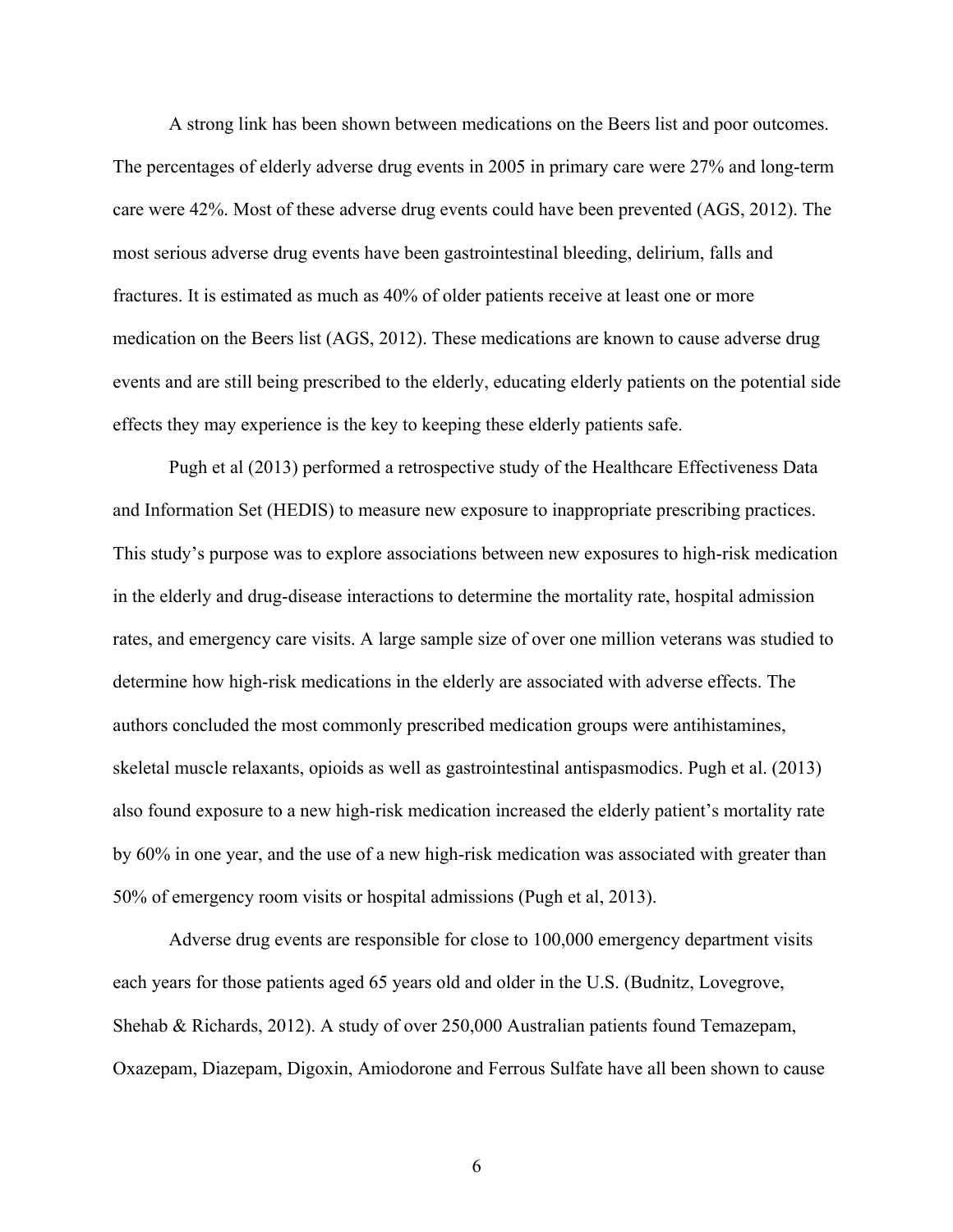A strong link has been shown between medications on the Beers list and poor outcomes. The percentages of elderly adverse drug events in 2005 in primary care were 27% and long-term care were 42%. Most of these adverse drug events could have been prevented (AGS, 2012). The most serious adverse drug events have been gastrointestinal bleeding, delirium, falls and fractures. It is estimated as much as 40% of older patients receive at least one or more medication on the Beers list (AGS, 2012). These medications are known to cause adverse drug events and are still being prescribed to the elderly, educating elderly patients on the potential side effects they may experience is the key to keeping these elderly patients safe.

Pugh et al (2013) performed a retrospective study of the Healthcare Effectiveness Data and Information Set (HEDIS) to measure new exposure to inappropriate prescribing practices. This study's purpose was to explore associations between new exposures to high-risk medication in the elderly and drug-disease interactions to determine the mortality rate, hospital admission rates, and emergency care visits. A large sample size of over one million veterans was studied to determine how high-risk medications in the elderly are associated with adverse effects. The authors concluded the most commonly prescribed medication groups were antihistamines, skeletal muscle relaxants, opioids as well as gastrointestinal antispasmodics. Pugh et al. (2013) also found exposure to a new high-risk medication increased the elderly patient's mortality rate by 60% in one year, and the use of a new high-risk medication was associated with greater than 50% of emergency room visits or hospital admissions (Pugh et al, 2013).

Adverse drug events are responsible for close to 100,000 emergency department visits each years for those patients aged 65 years old and older in the U.S. (Budnitz, Lovegrove, Shehab & Richards, 2012). A study of over 250,000 Australian patients found Temazepam, Oxazepam, Diazepam, Digoxin, Amiodorone and Ferrous Sulfate have all been shown to cause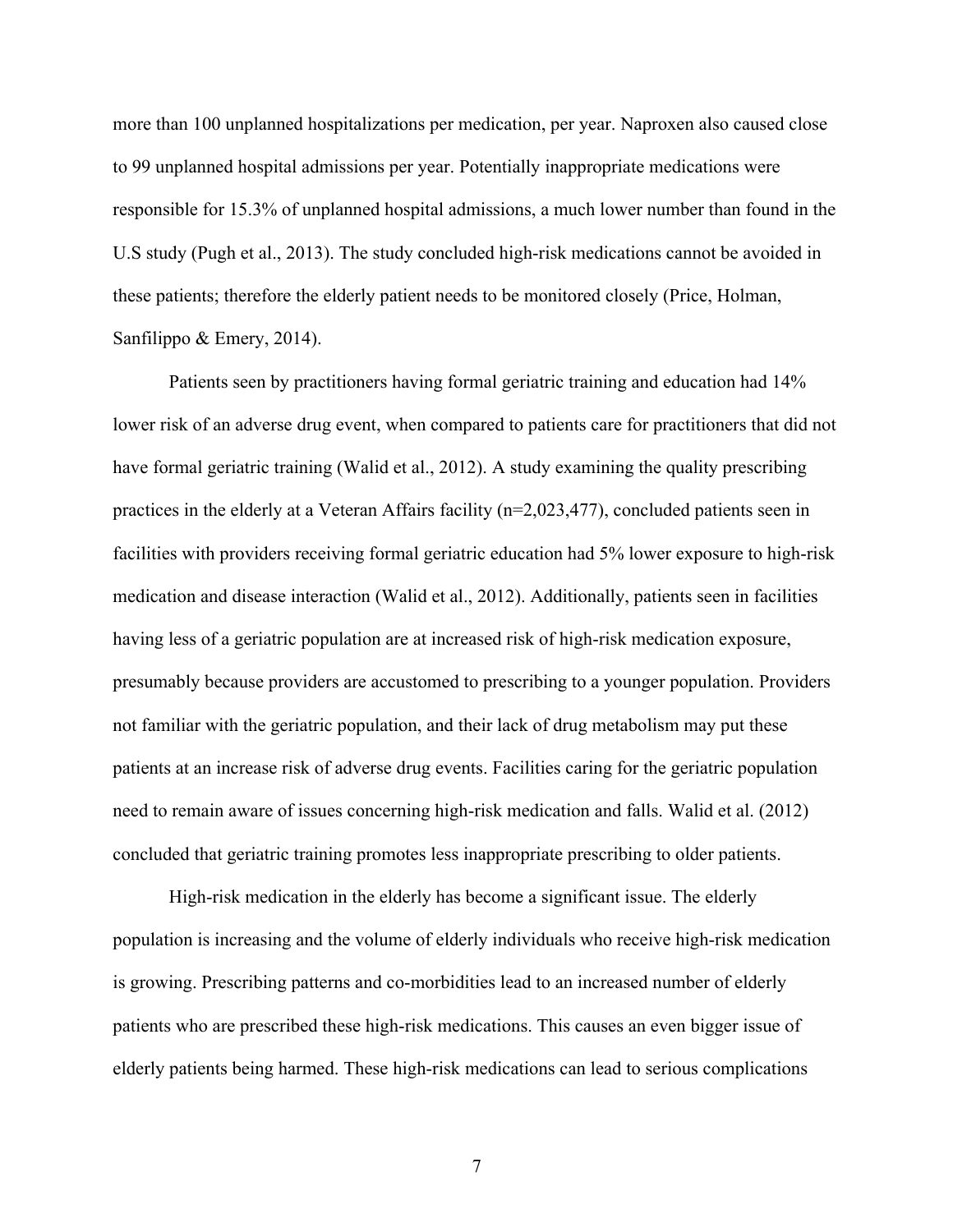more than 100 unplanned hospitalizations per medication, per year. Naproxen also caused close to 99 unplanned hospital admissions per year. Potentially inappropriate medications were responsible for 15.3% of unplanned hospital admissions, a much lower number than found in the U.S study (Pugh et al., 2013). The study concluded high-risk medications cannot be avoided in these patients; therefore the elderly patient needs to be monitored closely (Price, Holman, Sanfilippo & Emery, 2014).

Patients seen by practitioners having formal geriatric training and education had 14% lower risk of an adverse drug event, when compared to patients care for practitioners that did not have formal geriatric training (Walid et al., 2012). A study examining the quality prescribing practices in the elderly at a Veteran Affairs facility (n=2,023,477), concluded patients seen in facilities with providers receiving formal geriatric education had 5% lower exposure to high-risk medication and disease interaction (Walid et al., 2012). Additionally, patients seen in facilities having less of a geriatric population are at increased risk of high-risk medication exposure, presumably because providers are accustomed to prescribing to a younger population. Providers not familiar with the geriatric population, and their lack of drug metabolism may put these patients at an increase risk of adverse drug events. Facilities caring for the geriatric population need to remain aware of issues concerning high-risk medication and falls. Walid et al. (2012) concluded that geriatric training promotes less inappropriate prescribing to older patients.

High-risk medication in the elderly has become a significant issue. The elderly population is increasing and the volume of elderly individuals who receive high-risk medication is growing. Prescribing patterns and co-morbidities lead to an increased number of elderly patients who are prescribed these high-risk medications. This causes an even bigger issue of elderly patients being harmed. These high-risk medications can lead to serious complications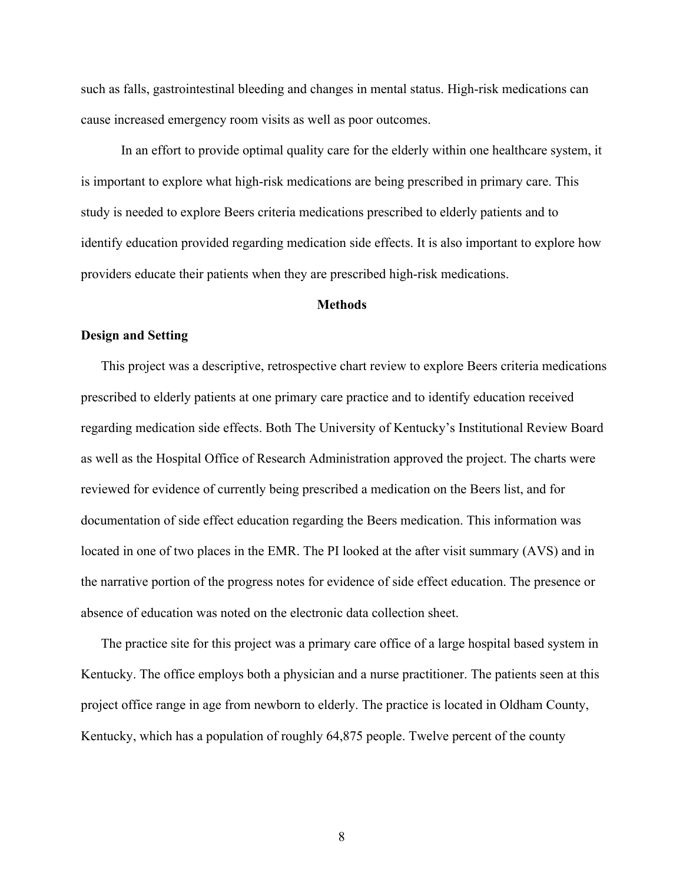such as falls, gastrointestinal bleeding and changes in mental status. High-risk medications can cause increased emergency room visits as well as poor outcomes.

In an effort to provide optimal quality care for the elderly within one healthcare system, it is important to explore what high-risk medications are being prescribed in primary care. This study is needed to explore Beers criteria medications prescribed to elderly patients and to identify education provided regarding medication side effects. It is also important to explore how providers educate their patients when they are prescribed high-risk medications.

## Methods

### Design and Setting

This project was a descriptive, retrospective chart review to explore Beers criteria medications prescribed to elderly patients at one primary care practice and to identify education received regarding medication side effects. Both The University of Kentucky's Institutional Review Board as well as the Hospital Office of Research Administration approved the project. The charts were reviewed for evidence of currently being prescribed a medication on the Beers list, and for documentation of side effect education regarding the Beers medication. This information was located in one of two places in the EMR. The PI looked at the after visit summary (AVS) and in the narrative portion of the progress notes for evidence of side effect education. The presence or absence of education was noted on the electronic data collection sheet.

The practice site for this project was a primary care office of a large hospital based system in Kentucky. The office employs both a physician and a nurse practitioner. The patients seen at this project office range in age from newborn to elderly. The practice is located in Oldham County, Kentucky, which has a population of roughly 64,875 people. Twelve percent of the county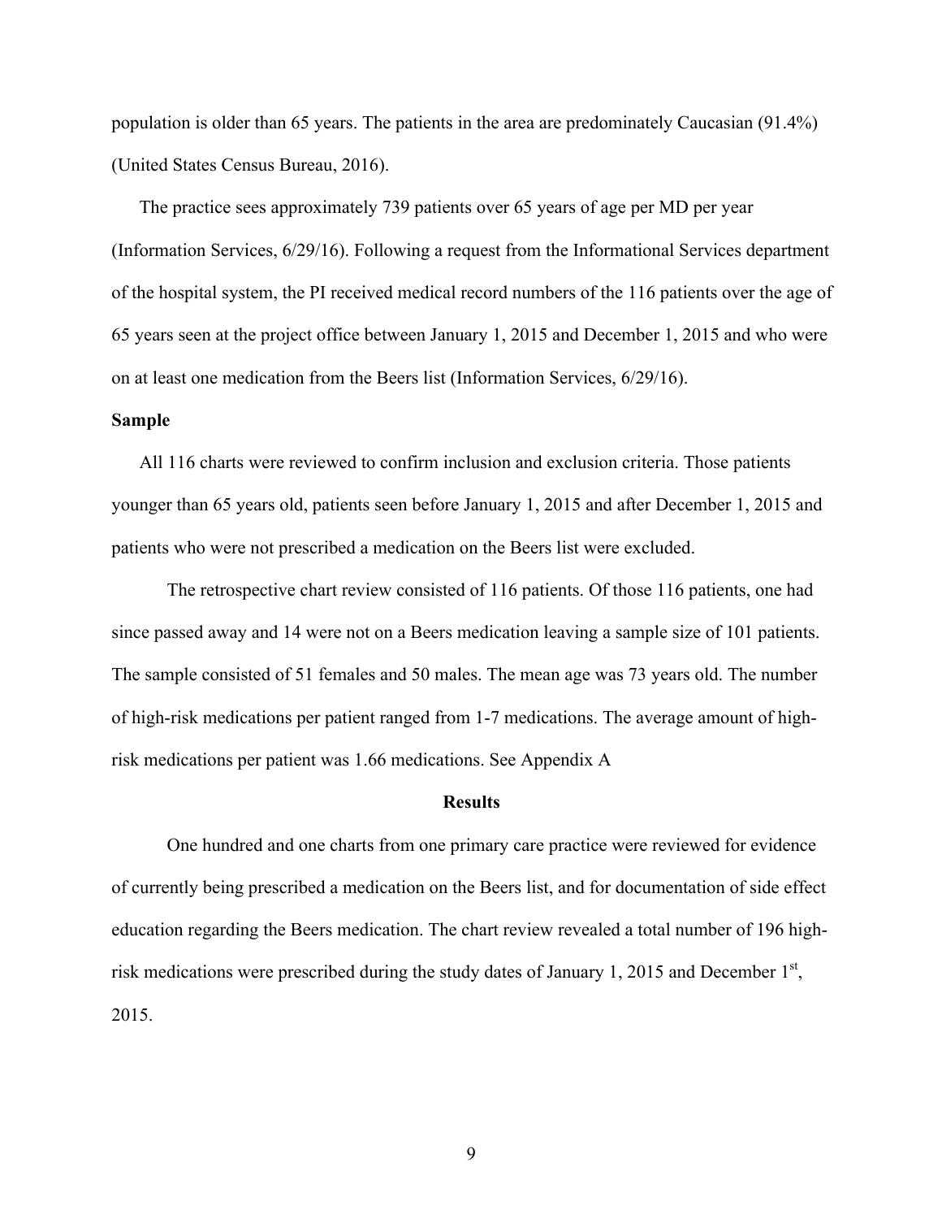population is older than 65 years. The patients in the area are predominately Caucasian (91.4%) (United States Census Bureau, 2016).

The practice sees approximately 739 patients over 65 years of age per MD per year (Information Services, 6/29/16). Following a request from the Informational Services department of the hospital system, the PI received medical record numbers of the 116 patients over the age of 65 years seen at the project office between January 1, 2015 and December 1, 2015 and who were on at least one medication from the Beers list (Information Services, 6/29/16).

**Sample**

All 116 charts were reviewed to confirm inclusion and exclusion criteria. Those patients younger than 65 years old, patients seen before January 1, 2015 and after December 1, 2015 and patients who were not prescribed a medication on the Beers list were excluded.

The retrospective chart review consisted of 116 patients. Of those 116 patients, one had since passed away and 14 were not on a Beers medication leaving a sample size of 101 patients. The sample consisted of 51 females and 50 males. The mean age was 73 years old. The number of high-risk medications per patient ranged from 1-7 medications. The average amount of high-risk medications per patient was 1.66 medications. See Appendix A

## Results

One hundred and one charts from one primary care practice were reviewed for evidence of currently being prescribed a medication on the Beers list, and for documentation of side effect education regarding the Beers medication. The chart review revealed a total number of 196 high-risk medications were prescribed during the study dates of January 1, 2015 and December 1st, 2015.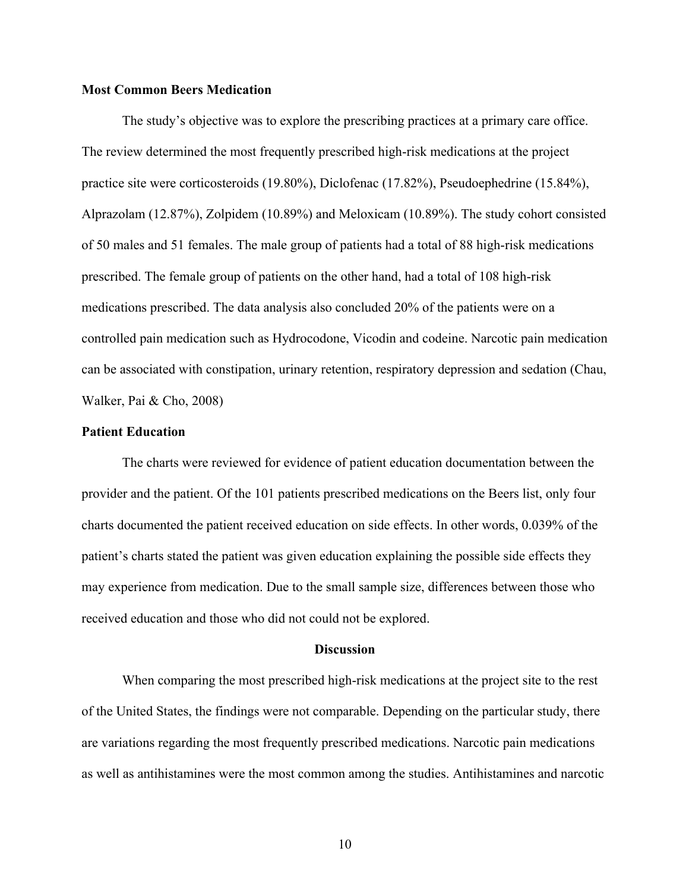**Most Common Beers Medication**

The study's objective was to explore the prescribing practices at a primary care office. The review determined the most frequently prescribed high-risk medications at the project practice site were corticosteroids (19.80%), Diclofenac (17.82%), Pseudoephedrine (15.84%), Alprazolam (12.87%), Zolpidem (10.89%) and Meloxicam (10.89%). The study cohort consisted of 50 males and 51 females. The male group of patients had a total of 88 high-risk medications prescribed. The female group of patients on the other hand, had a total of 108 high-risk medications prescribed. The data analysis also concluded 20% of the patients were on a controlled pain medication such as Hydrocodone, Vicodin and codeine. Narcotic pain medication can be associated with constipation, urinary retention, respiratory depression and sedation (Chau, Walker, Pai & Cho, 2008)

**Patient Education**

The charts were reviewed for evidence of patient education documentation between the provider and the patient. Of the 101 patients prescribed medications on the Beers list, only four charts documented the patient received education on side effects. In other words, 0.039% of the patient's charts stated the patient was given education explaining the possible side effects they may experience from medication. Due to the small sample size, differences between those who received education and those who did not could not be explored.

## Discussion

When comparing the most prescribed high-risk medications at the project site to the rest of the United States, the findings were not comparable. Depending on the particular study, there are variations regarding the most frequently prescribed medications. Narcotic pain medications as well as antihistamines were the most common among the studies. Antihistamines and narcotic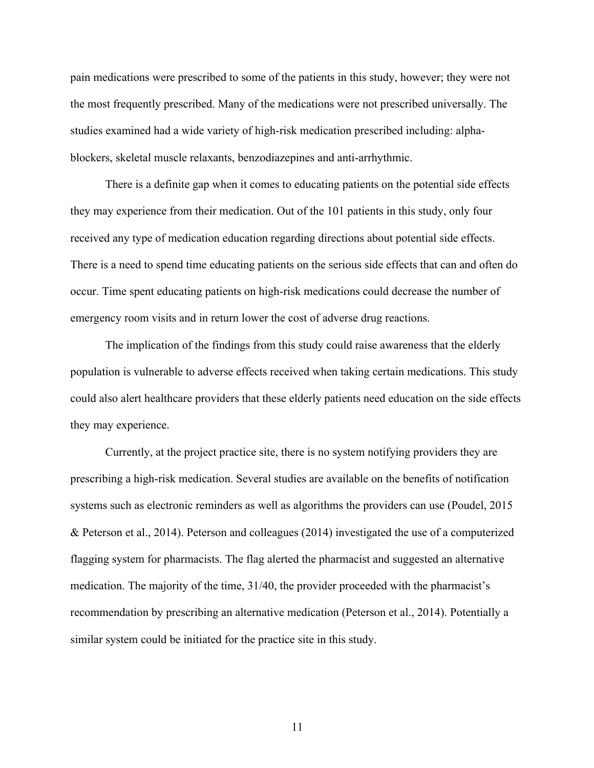pain medications were prescribed to some of the patients in this study, however; they were not the most frequently prescribed. Many of the medications were not prescribed universally. The studies examined had a wide variety of high-risk medication prescribed including: alpha-blockers, skeletal muscle relaxants, benzodiazepines and anti-arrhythmic.

There is a definite gap when it comes to educating patients on the potential side effects they may experience from their medication. Out of the 101 patients in this study, only four received any type of medication education regarding directions about potential side effects. There is a need to spend time educating patients on the serious side effects that can and often do occur. Time spent educating patients on high-risk medications could decrease the number of emergency room visits and in return lower the cost of adverse drug reactions.

The implication of the findings from this study could raise awareness that the elderly population is vulnerable to adverse effects received when taking certain medications. This study could also alert healthcare providers that these elderly patients need education on the side effects they may experience.

Currently, at the project practice site, there is no system notifying providers they are prescribing a high-risk medication. Several studies are available on the benefits of notification systems such as electronic reminders as well as algorithms the providers can use (Poudel, 2015 & Peterson et al., 2014). Peterson and colleagues (2014) investigated the use of a computerized flagging system for pharmacists. The flag alerted the pharmacist and suggested an alternative medication. The majority of the time, 31/40, the provider proceeded with the pharmacist's recommendation by prescribing an alternative medication (Peterson et al., 2014). Potentially a similar system could be initiated for the practice site in this study.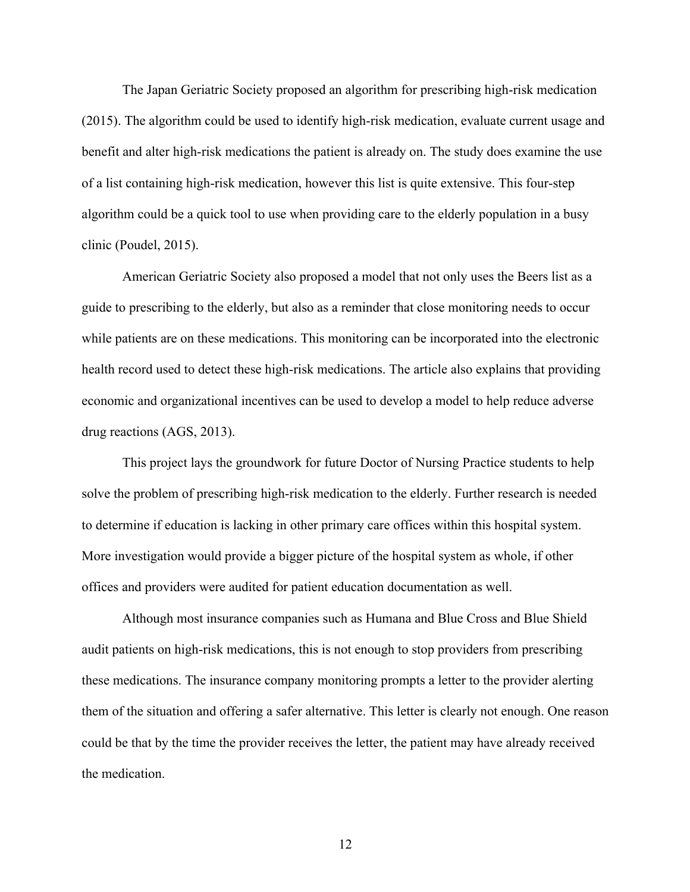The Japan Geriatric Society proposed an algorithm for prescribing high-risk medication (2015). The algorithm could be used to identify high-risk medication, evaluate current usage and benefit and alter high-risk medications the patient is already on. The study does examine the use of a list containing high-risk medication, however this list is quite extensive. This four-step algorithm could be a quick tool to use when providing care to the elderly population in a busy clinic (Poudel, 2015).

American Geriatric Society also proposed a model that not only uses the Beers list as a guide to prescribing to the elderly, but also as a reminder that close monitoring needs to occur while patients are on these medications. This monitoring can be incorporated into the electronic health record used to detect these high-risk medications. The article also explains that providing economic and organizational incentives can be used to develop a model to help reduce adverse drug reactions (AGS, 2013).

This project lays the groundwork for future Doctor of Nursing Practice students to help solve the problem of prescribing high-risk medication to the elderly. Further research is needed to determine if education is lacking in other primary care offices within this hospital system. More investigation would provide a bigger picture of the hospital system as whole, if other offices and providers were audited for patient education documentation as well.

Although most insurance companies such as Humana and Blue Cross and Blue Shield audit patients on high-risk medications, this is not enough to stop providers from prescribing these medications. The insurance company monitoring prompts a letter to the provider alerting them of the situation and offering a safer alternative. This letter is clearly not enough. One reason could be that by the time the provider receives the letter, the patient may have already received the medication.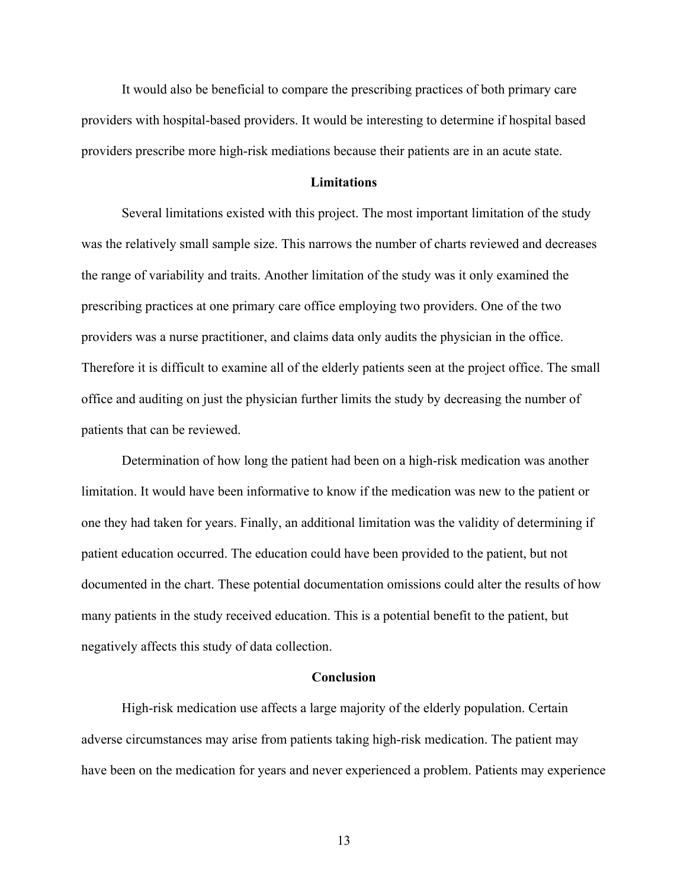It would also be beneficial to compare the prescribing practices of both primary care providers with hospital-based providers. It would be interesting to determine if hospital based providers prescribe more high-risk mediations because their patients are in an acute state.

## Limitations

Several limitations existed with this project. The most important limitation of the study was the relatively small sample size. This narrows the number of charts reviewed and decreases the range of variability and traits. Another limitation of the study was it only examined the prescribing practices at one primary care office employing two providers. One of the two providers was a nurse practitioner, and claims data only audits the physician in the office. Therefore it is difficult to examine all of the elderly patients seen at the project office. The small office and auditing on just the physician further limits the study by decreasing the number of patients that can be reviewed.

Determination of how long the patient had been on a high-risk medication was another limitation. It would have been informative to know if the medication was new to the patient or one they had taken for years. Finally, an additional limitation was the validity of determining if patient education occurred. The education could have been provided to the patient, but not documented in the chart. These potential documentation omissions could alter the results of how many patients in the study received education. This is a potential benefit to the patient, but negatively affects this study of data collection.

## Conclusion

High-risk medication use affects a large majority of the elderly population. Certain adverse circumstances may arise from patients taking high-risk medication. The patient may have been on the medication for years and never experienced a problem. Patients may experience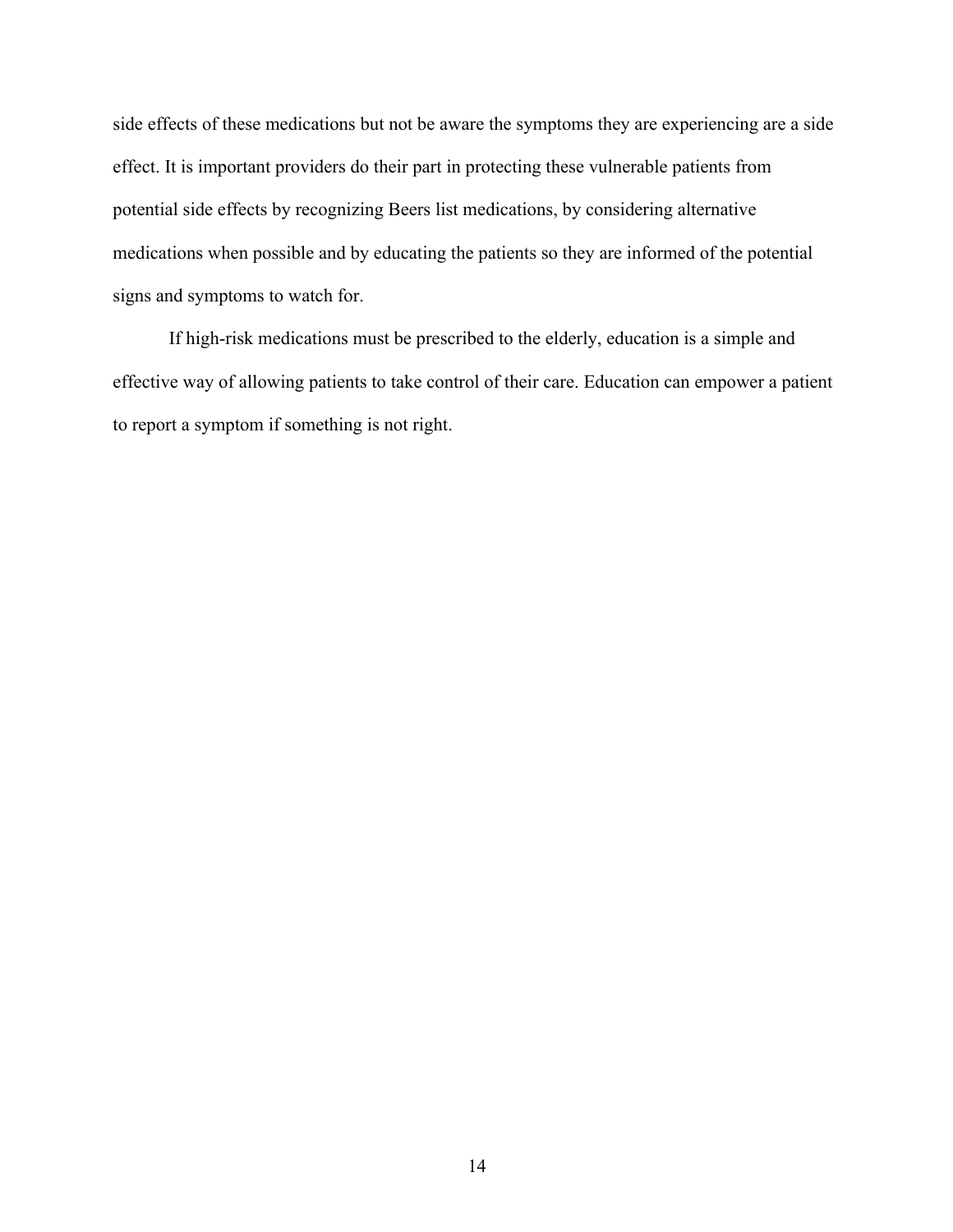side effects of these medications but not be aware the symptoms they are experiencing are a side effect. It is important providers do their part in protecting these vulnerable patients from potential side effects by recognizing Beers list medications, by considering alternative medications when possible and by educating the patients so they are informed of the potential signs and symptoms to watch for.

If high-risk medications must be prescribed to the elderly, education is a simple and effective way of allowing patients to take control of their care. Education can empower a patient to report a symptom if something is not right.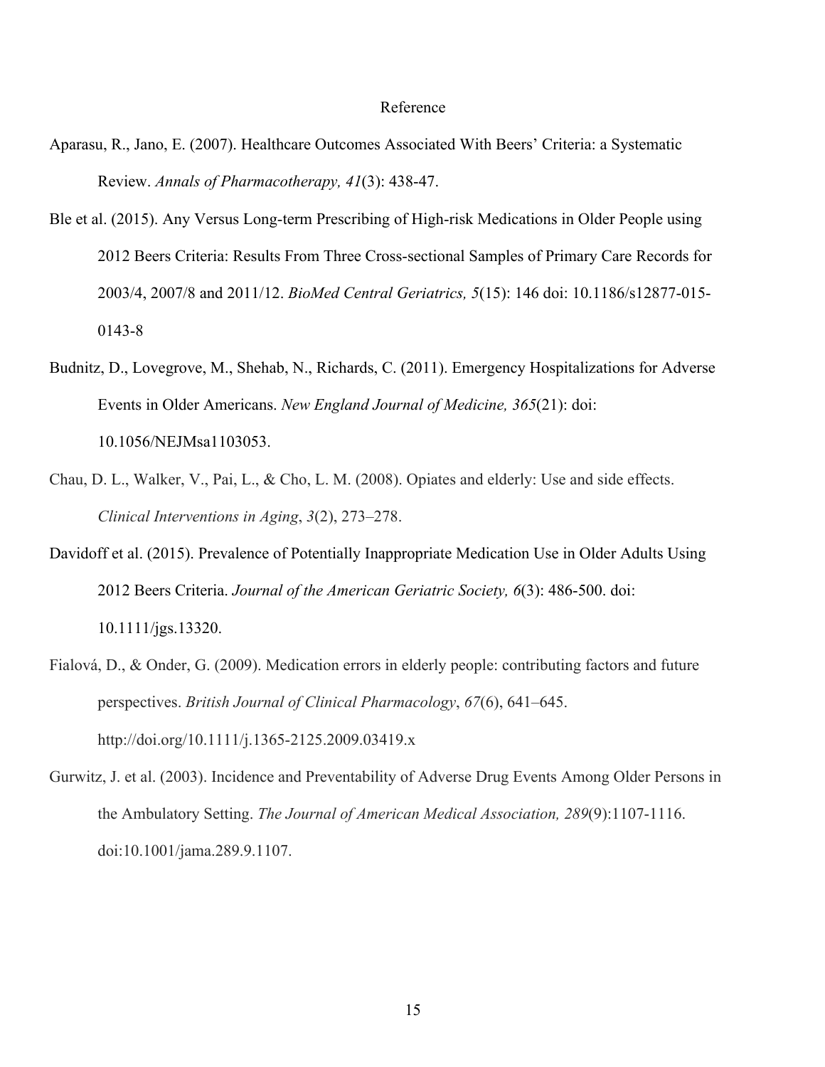# Reference

Aparasu, R., Jano, E. (2007). Healthcare Outcomes Associated With Beers' Criteria: a Systematic Review. *Annals of Pharmacotherapy, 41*(3): 438-47.

Ble et al. (2015). Any Versus Long-term Prescribing of High-risk Medications in Older People using 2012 Beers Criteria: Results From Three Cross-sectional Samples of Primary Care Records for 2003/4, 2007/8 and 2011/12. *BioMed Central Geriatrics, 5*(15): 146 doi: 10.1186/s12877-015-0143-8

Budnitz, D., Lovegrove, M., Shehab, N., Richards, C. (2011). Emergency Hospitalizations for Adverse Events in Older Americans. *New England Journal of Medicine, 365*(21): doi: 10.1056/NEJMsa1103053.

Chau, D. L., Walker, V., Pai, L., & Cho, L. M. (2008). Opiates and elderly: Use and side effects. *Clinical Interventions in Aging*, *3*(2), 273–278.

Davidoff et al. (2015). Prevalence of Potentially Inappropriate Medication Use in Older Adults Using 2012 Beers Criteria. *Journal of the American Geriatric Society, 6*(3): 486-500. doi: 10.1111/jgs.13320.

Fialová, D., & Onder, G. (2009). Medication errors in elderly people: contributing factors and future perspectives. *British Journal of Clinical Pharmacology*, *67*(6), 641–645. http://doi.org/10.1111/j.1365-2125.2009.03419.x

Gurwitz, J. et al. (2003). Incidence and Preventability of Adverse Drug Events Among Older Persons in the Ambulatory Setting. *The Journal of American Medical Association, 289*(9):1107-1116. doi:10.1001/jama.289.9.1107.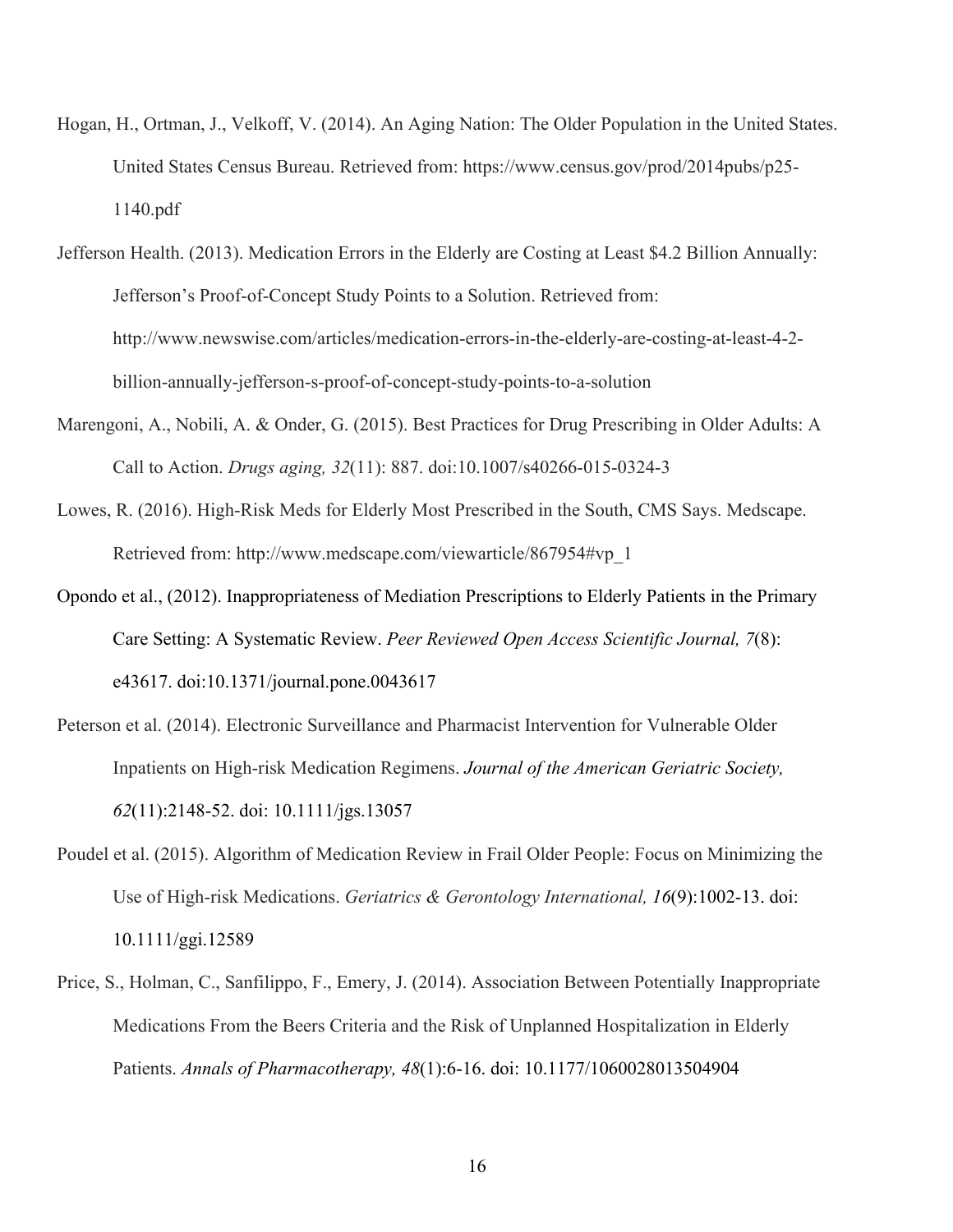Hogan, H., Ortman, J., Velkoff, V. (2014). An Aging Nation: The Older Population in the United States. United States Census Bureau. Retrieved from: https://www.census.gov/prod/2014pubs/p25-1140.pdf

Jefferson Health. (2013). Medication Errors in the Elderly are Costing at Least $4.2 Billion Annually: Jefferson's Proof-of-Concept Study Points to a Solution. Retrieved from: http://www.newswise.com/articles/medication-errors-in-the-elderly-are-costing-at-least-4-2-billion-annually-jefferson-s-proof-of-concept-study-points-to-a-solution

Marengoni, A., Nobili, A. & Onder, G. (2015). Best Practices for Drug Prescribing in Older Adults: A Call to Action. *Drugs aging, 32*(11): 887. doi:10.1007/s40266-015-0324-3

Lowes, R. (2016). High-Risk Meds for Elderly Most Prescribed in the South, CMS Says. Medscape. Retrieved from: http://www.medscape.com/viewarticle/867954#vp_1

Opondo et al., (2012). Inappropriateness of Mediation Prescriptions to Elderly Patients in the Primary Care Setting: A Systematic Review. *Peer Reviewed Open Access Scientific Journal, 7*(8): e43617. doi:10.1371/journal.pone.0043617

Peterson et al. (2014). Electronic Surveillance and Pharmacist Intervention for Vulnerable Older Inpatients on High-risk Medication Regimens. *Journal of the American Geriatric Society, 62*(11):2148-52. doi: 10.1111/jgs.13057

Poudel et al. (2015). Algorithm of Medication Review in Frail Older People: Focus on Minimizing the Use of High-risk Medications. *Geriatrics & Gerontology International, 16*(9):1002-13. doi: 10.1111/ggi.12589

Price, S., Holman, C., Sanfilippo, F., Emery, J. (2014). Association Between Potentially Inappropriate Medications From the Beers Criteria and the Risk of Unplanned Hospitalization in Elderly Patients. *Annals of Pharmacotherapy, 48*(1):6-16. doi: 10.1177/1060028013504904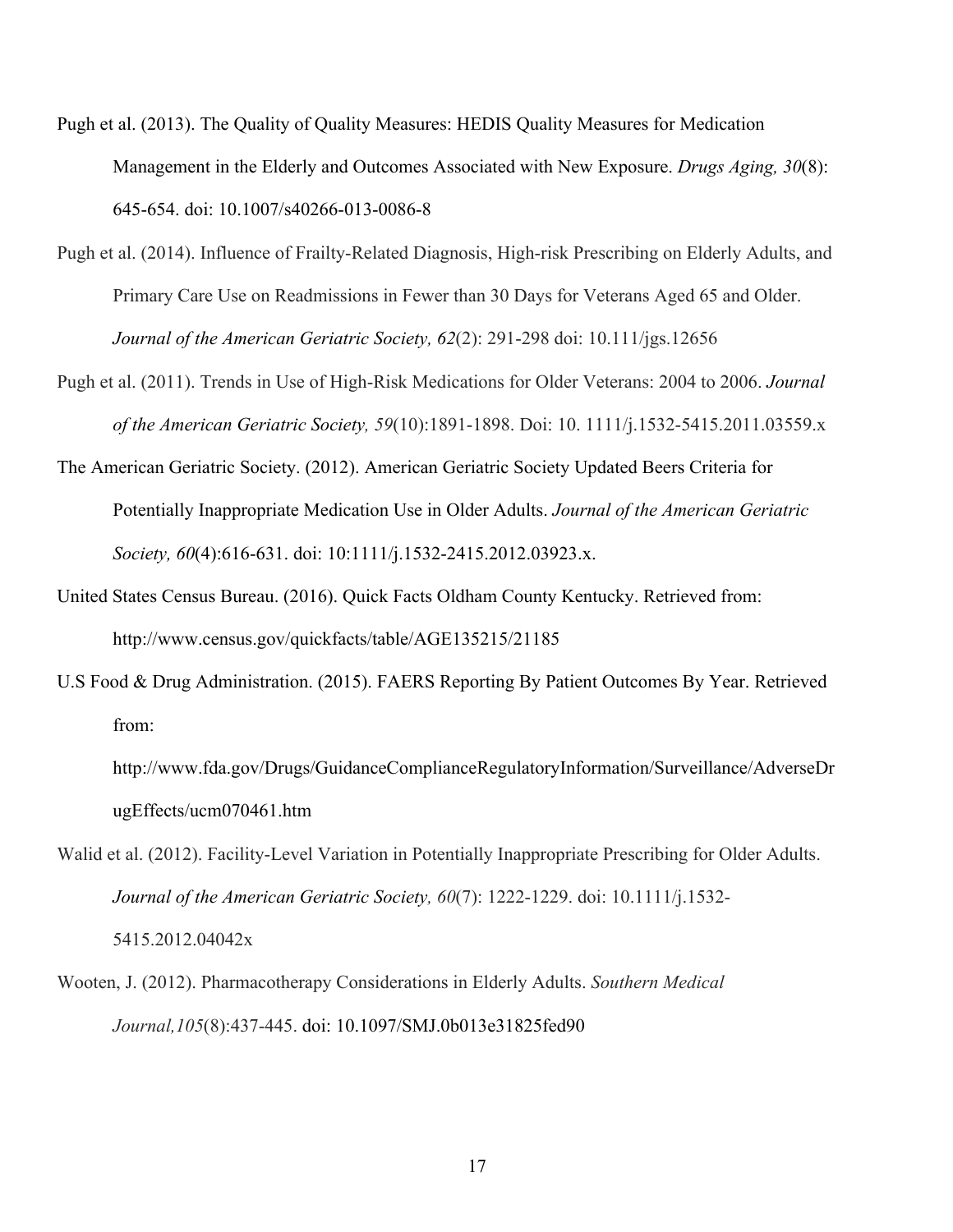Pugh et al. (2013). The Quality of Quality Measures: HEDIS Quality Measures for Medication Management in the Elderly and Outcomes Associated with New Exposure. *Drugs Aging, 30*(8): 645-654. doi: 10.1007/s40266-013-0086-8

Pugh et al. (2014). Influence of Frailty-Related Diagnosis, High-risk Prescribing on Elderly Adults, and Primary Care Use on Readmissions in Fewer than 30 Days for Veterans Aged 65 and Older. *Journal of the American Geriatric Society, 62*(2): 291-298 doi: 10.111/jgs.12656

Pugh et al. (2011). Trends in Use of High-Risk Medications for Older Veterans: 2004 to 2006. *Journal of the American Geriatric Society, 59*(10):1891-1898. Doi: 10. 1111/j.1532-5415.2011.03559.x

The American Geriatric Society. (2012). American Geriatric Society Updated Beers Criteria for Potentially Inappropriate Medication Use in Older Adults. *Journal of the American Geriatric Society, 60*(4):616-631. doi: 10:1111/j.1532-2415.2012.03923.x.

United States Census Bureau. (2016). Quick Facts Oldham County Kentucky. Retrieved from: http://www.census.gov/quickfacts/table/AGE135215/21185

U.S Food & Drug Administration. (2015). FAERS Reporting By Patient Outcomes By Year. Retrieved from: http://www.fda.gov/Drugs/GuidanceComplianceRegulatoryInformation/Surveillance/AdverseDrugEffects/ucm070461.htm

Walid et al. (2012). Facility-Level Variation in Potentially Inappropriate Prescribing for Older Adults. *Journal of the American Geriatric Society, 60*(7): 1222-1229. doi: 10.1111/j.1532-5415.2012.04042x

Wooten, J. (2012). Pharmacotherapy Considerations in Elderly Adults. *Southern Medical Journal,105*(8):437-445. doi: 10.1097/SMJ.0b013e31825fed90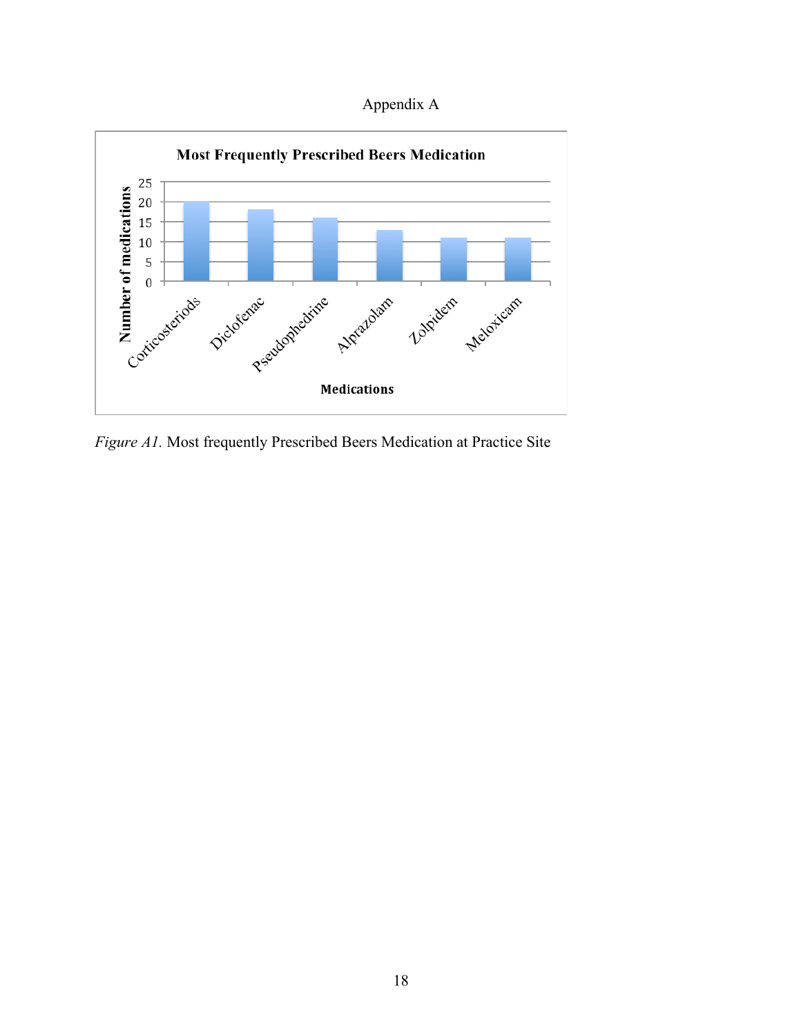# Appendix A

**Most Frequently Prescribed Beers Medication**

Number of medications: 0, 5, 10, 15, 20, 25

Medications: Corticosteriods, Diclofenac, Pseudophedrine, Alprazolam, Zolpidem, Meloxicam

*Figure A1.* Most frequently Prescribed Beers Medication at Practice Site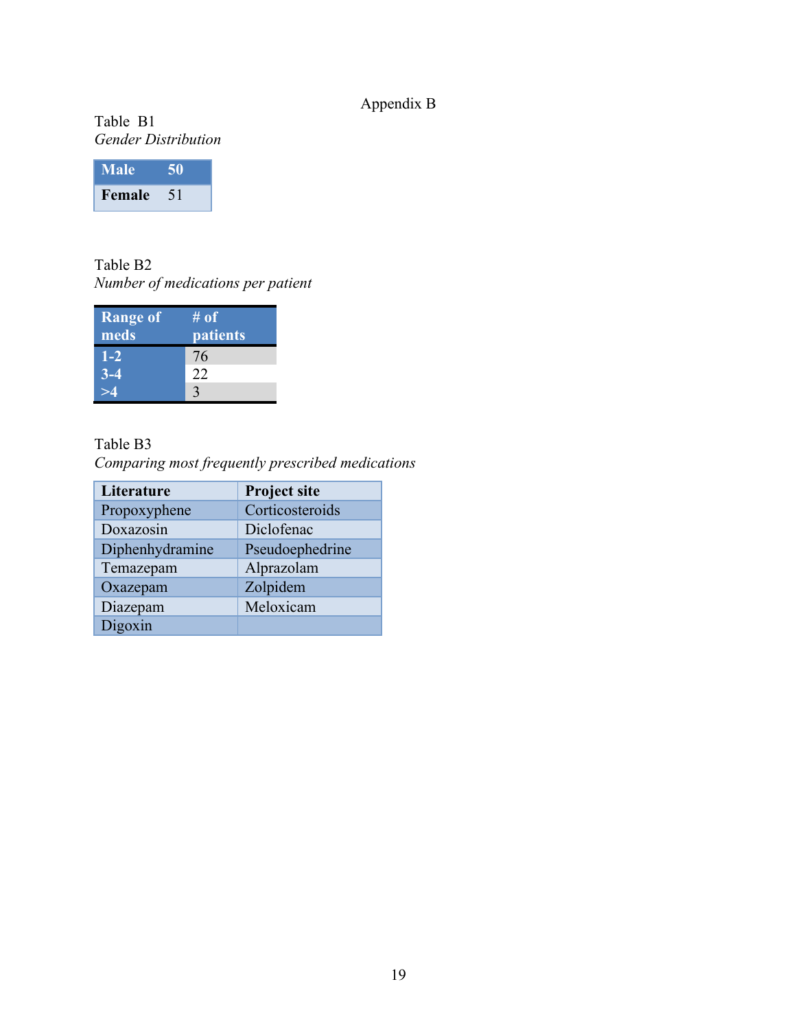# Appendix B

Table B1

*Gender Distribution*

| | |
|---|---|
| **Male** | **50** |
| **Female** | 51 |

Table B2

*Number of medications per patient*

| Range of meds | # of patients |
|---|---|
| 1-2 | 76 |
| 3-4 | 22 |
| >4 | 3 |

Table B3

*Comparing most frequently prescribed medications*

| Literature | Project site |
|---|---|
| Propoxyphene | Corticosteroids |
| Doxazosin | Diclofenac |
| Diphenhydramine | Pseudoephedrine |
| Temazepam | Alprazolam |
| Oxazepam | Zolpidem |
| Diazepam | Meloxicam |
| Digoxin | |